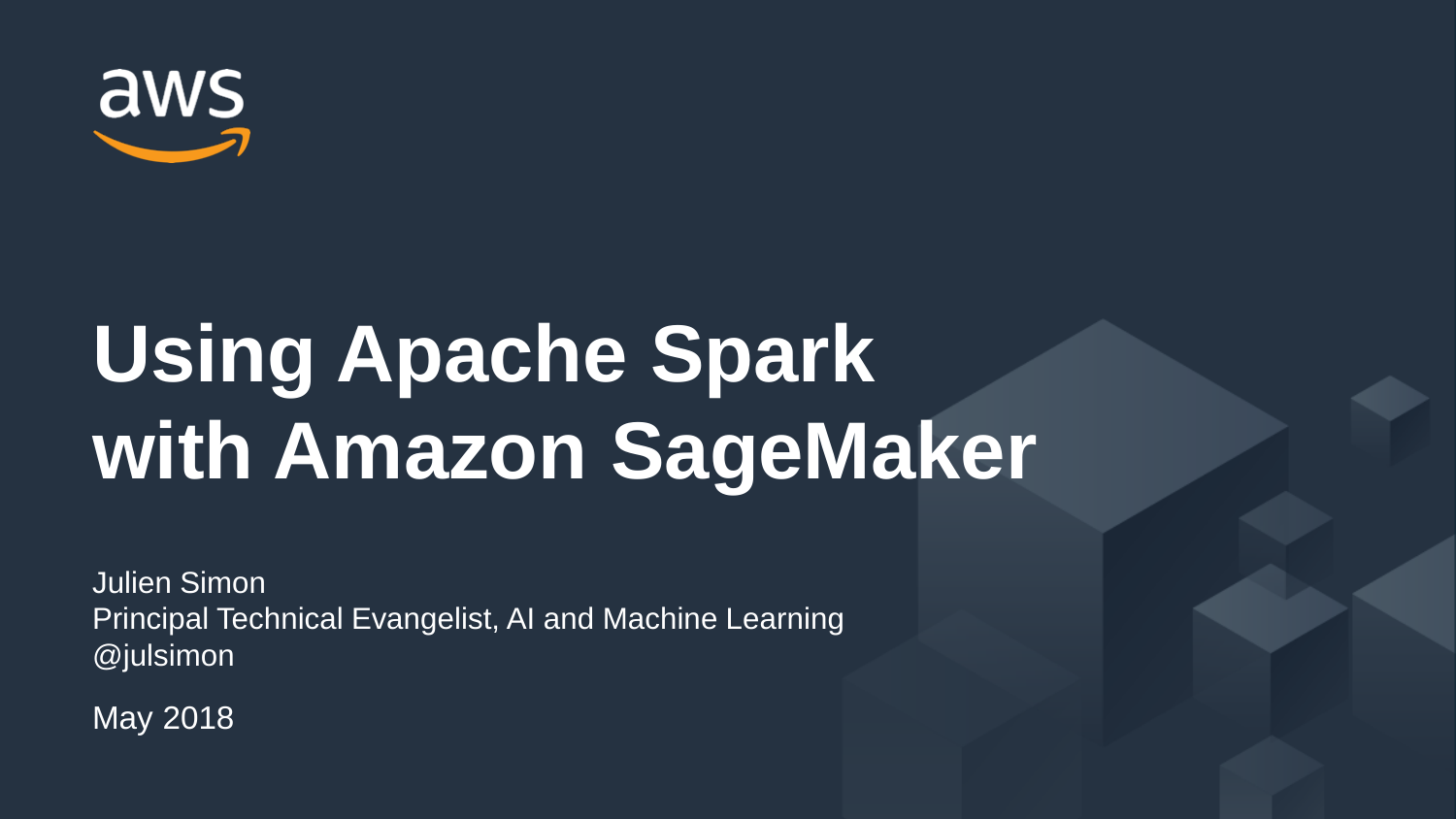# Using Apache Spark with Amazon SageMaker

Julien Simon
Principal Technical Evangelist, AI and Machine Learning
@julsimon

May 2018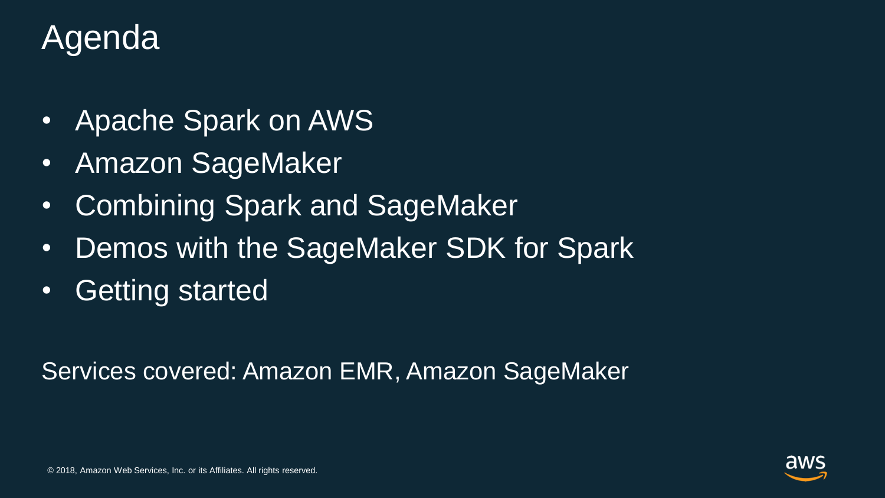# Agenda

- Apache Spark on AWS
- Amazon SageMaker
- Combining Spark and SageMaker
- Demos with the SageMaker SDK for Spark
- Getting started

Services covered: Amazon EMR, Amazon SageMaker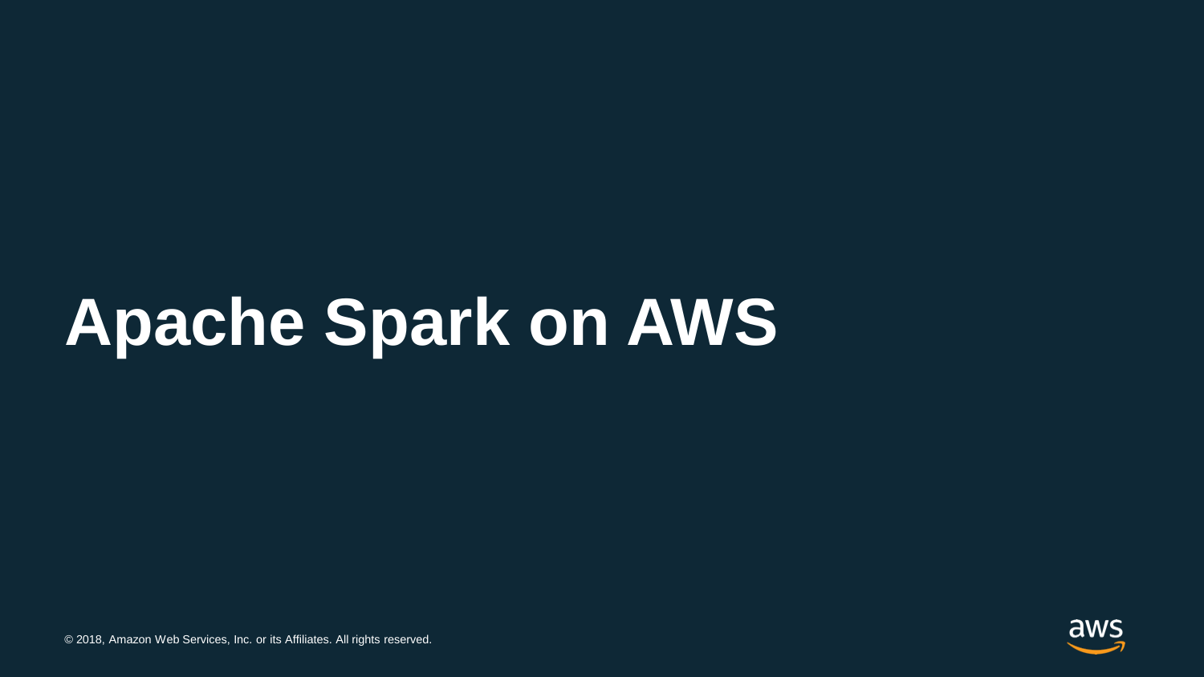# Apache Spark on AWS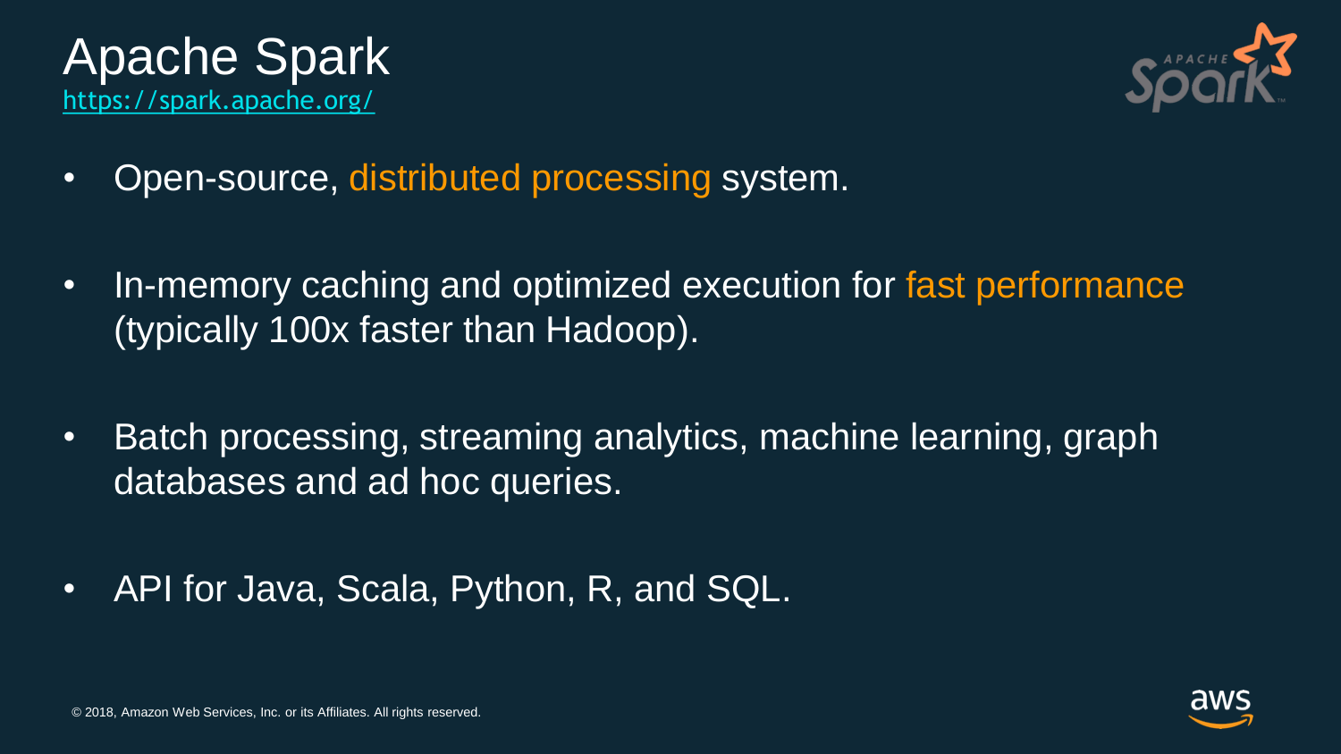# Apache Spark

https://spark.apache.org/

- Open-source, distributed processing system.
- In-memory caching and optimized execution for fast performance (typically 100x faster than Hadoop).
- Batch processing, streaming analytics, machine learning, graph databases and ad hoc queries.
- API for Java, Scala, Python, R, and SQL.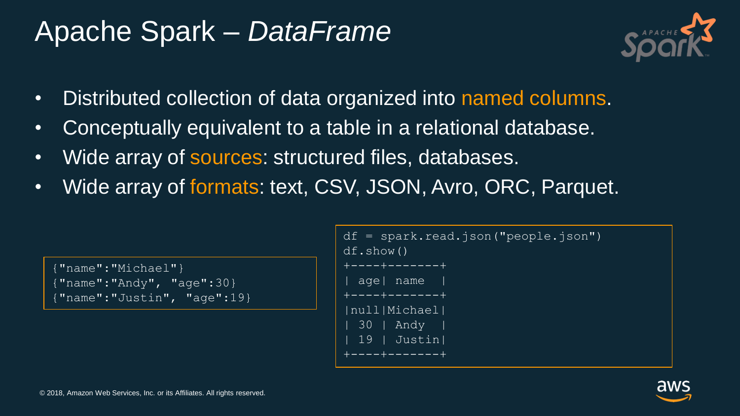# Apache Spark – *DataFrame*

- Distributed collection of data organized into named columns.
- Conceptually equivalent to a table in a relational database.
- Wide array of sources: structured files, databases.
- Wide array of formats: text, CSV, JSON, Avro, ORC, Parquet.

```
{"name":"Michael"}
{"name":"Andy", "age":30}
{"name":"Justin", "age":19}
```

```
df = spark.read.json("people.json")
df.show()
+----+-------+
| age| name  |
+----+-------+
|null|Michael|
| 30 | Andy  |
| 19 | Justin|
+----+-------+
```

© 2018, Amazon Web Services, Inc. or its Affiliates. All rights reserved.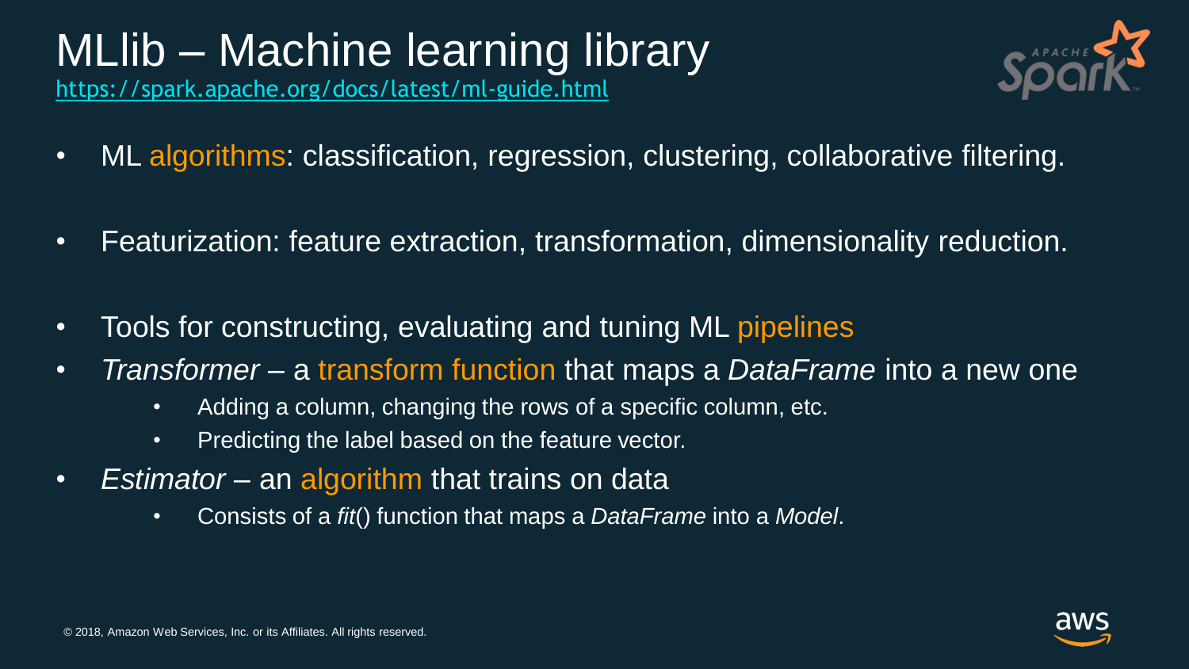# MLlib – Machine learning library

https://spark.apache.org/docs/latest/ml-guide.html

- ML algorithms: classification, regression, clustering, collaborative filtering.
- Featurization: feature extraction, transformation, dimensionality reduction.
- Tools for constructing, evaluating and tuning ML pipelines
- *Transformer* – a transform function that maps a *DataFrame* into a new one
  - Adding a column, changing the rows of a specific column, etc.
  - Predicting the label based on the feature vector.
- *Estimator* – an algorithm that trains on data
  - Consists of a *fit*() function that maps a *DataFrame* into a *Model*.

© 2018, Amazon Web Services, Inc. or its Affiliates. All rights reserved.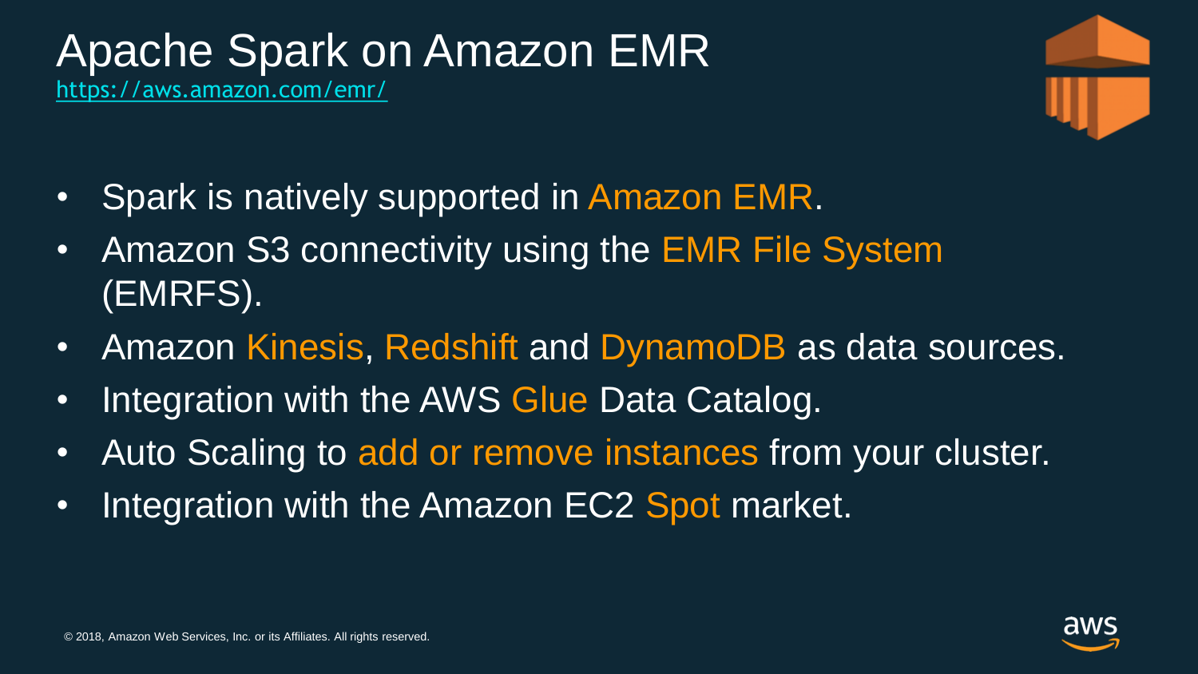# Apache Spark on Amazon EMR

https://aws.amazon.com/emr/

- Spark is natively supported in Amazon EMR.
- Amazon S3 connectivity using the EMR File System (EMRFS).
- Amazon Kinesis, Redshift and DynamoDB as data sources.
- Integration with the AWS Glue Data Catalog.
- Auto Scaling to add or remove instances from your cluster.
- Integration with the Amazon EC2 Spot market.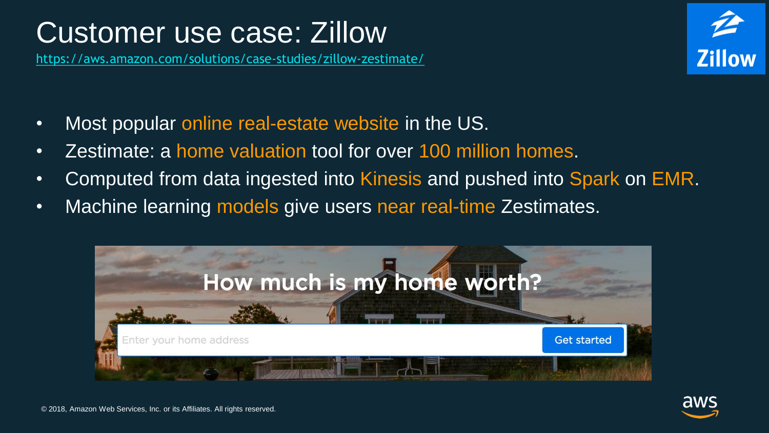# Customer use case: Zillow

https://aws.amazon.com/solutions/case-studies/zillow-zestimate/

- Most popular online real-estate website in the US.
- Zestimate: a home valuation tool for over 100 million homes.
- Computed from data ingested into Kinesis and pushed into Spark on EMR.
- Machine learning models give users near real-time Zestimates.

How much is my home worth?

Enter your home address | Get started

© 2018, Amazon Web Services, Inc. or its Affiliates. All rights reserved.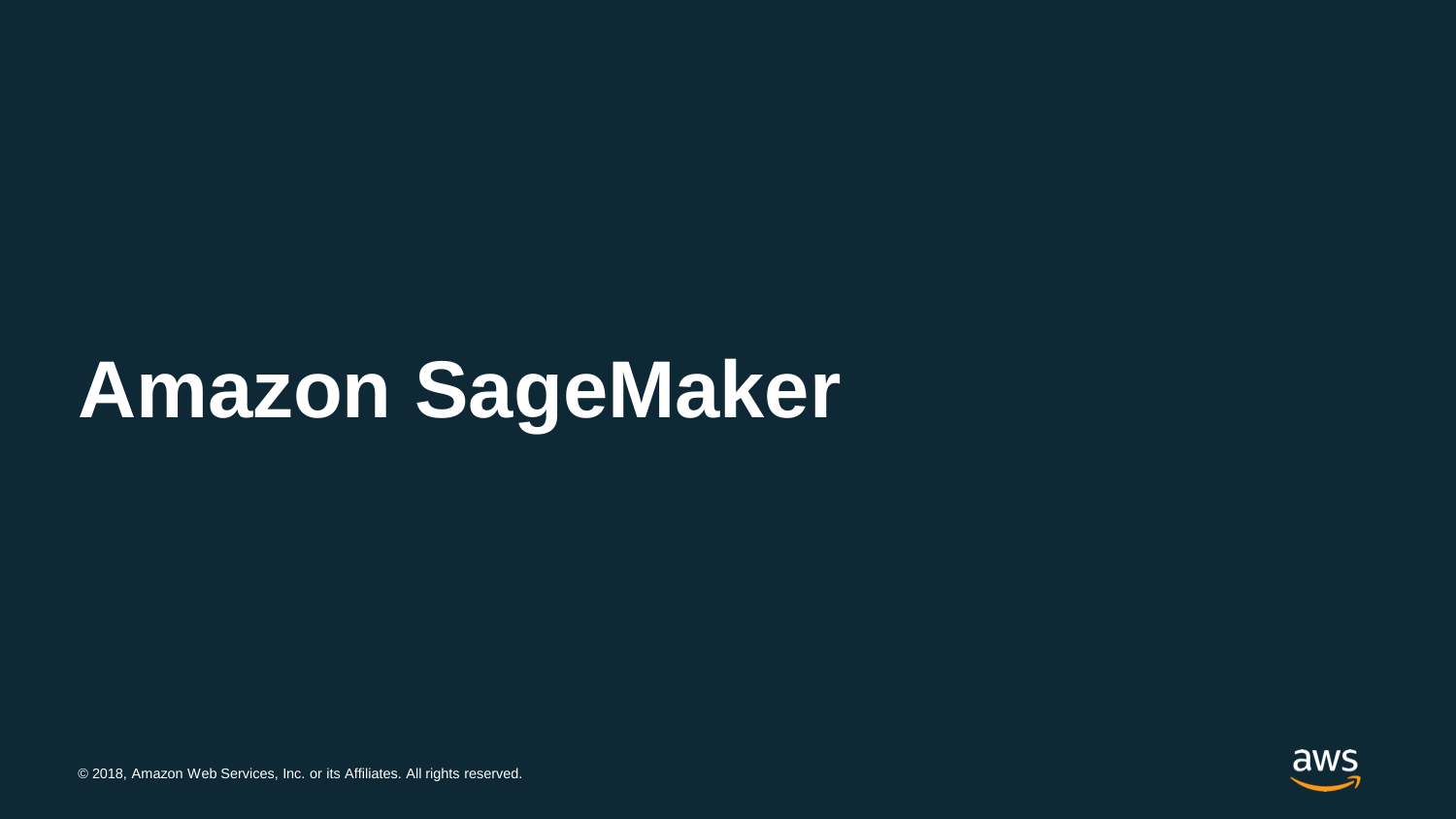# Amazon SageMaker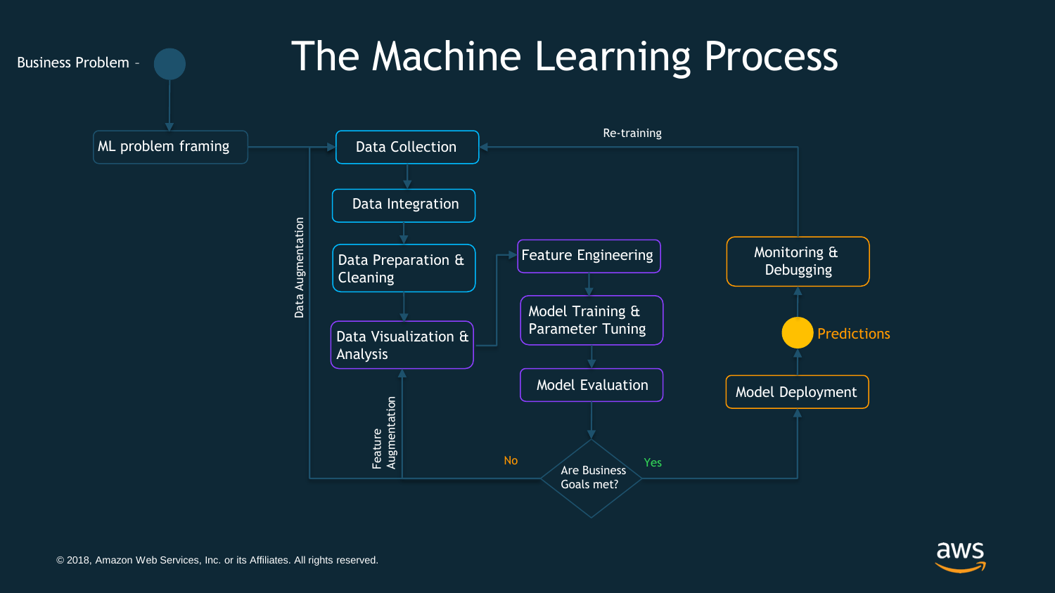# The Machine Learning Process

Business Problem –

ML problem framing

Data Collection

Data Integration

Data Preparation & Cleaning

Data Visualization & Analysis

Feature Engineering

Model Training & Parameter Tuning

Model Evaluation

Are Business Goals met?

No

Yes

Data Augmentation

Feature Augmentation

Model Deployment

Predictions

Monitoring & Debugging

Re-training

© 2018, Amazon Web Services, Inc. or its Affiliates. All rights reserved.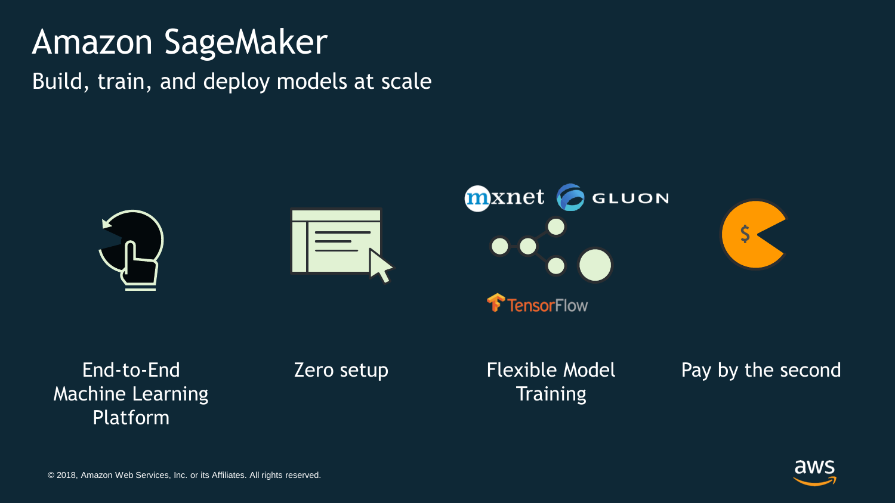# Amazon SageMaker

Build, train, and deploy models at scale

mxnet GLUON

TensorFlow

End-to-End Machine Learning Platform

Zero setup

Flexible Model Training

Pay by the second

© 2018, Amazon Web Services, Inc. or its Affiliates. All rights reserved.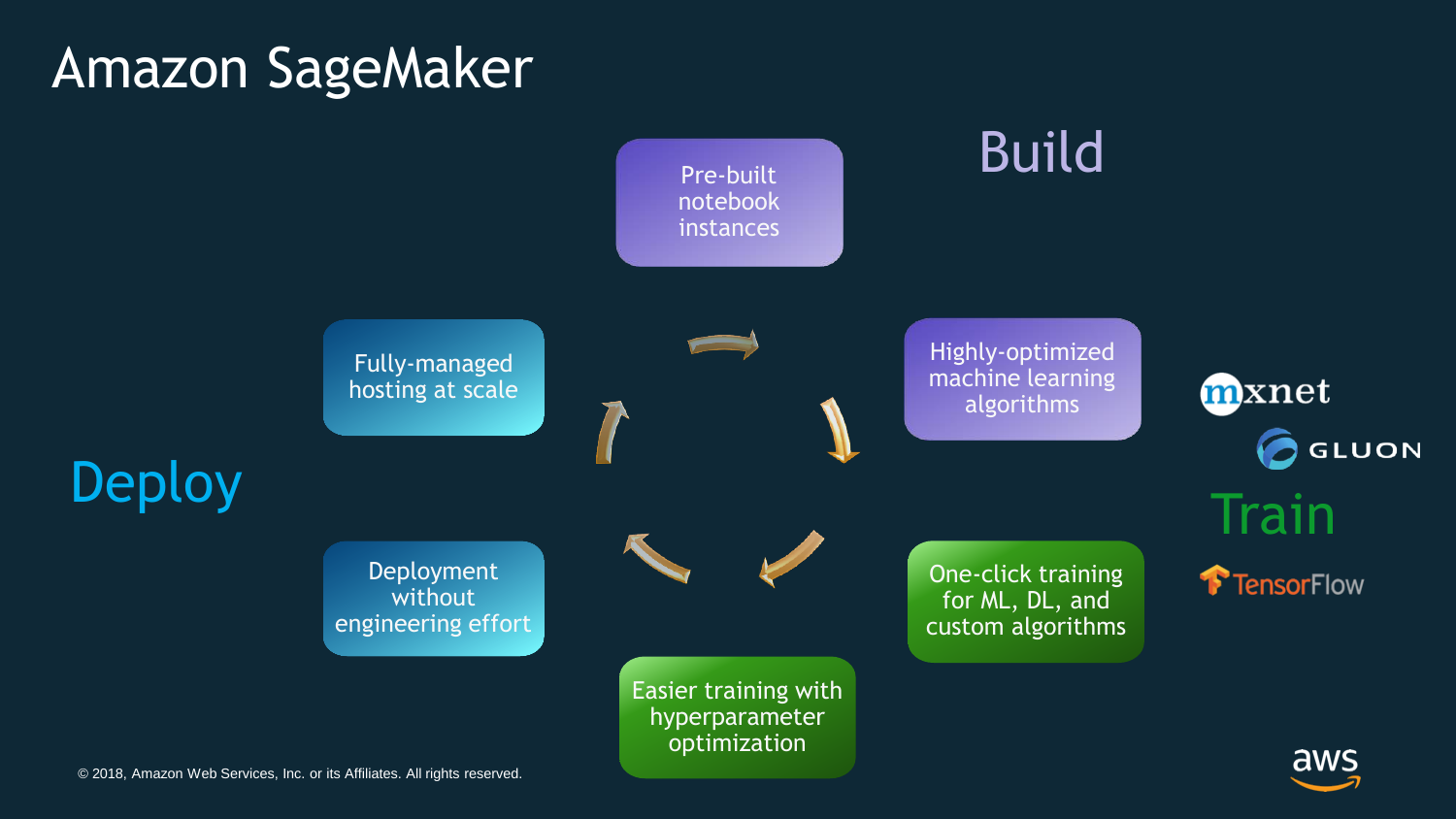# Amazon SageMaker

## Build

- Pre-built notebook instances
- Highly-optimized machine learning algorithms

## Train

- One-click training for ML, DL, and custom algorithms
- Easier training with hyperparameter optimization

mxnet

GLUON

TensorFlow

## Deploy

- Deployment without engineering effort
- Fully-managed hosting at scale

© 2018, Amazon Web Services, Inc. or its Affiliates. All rights reserved.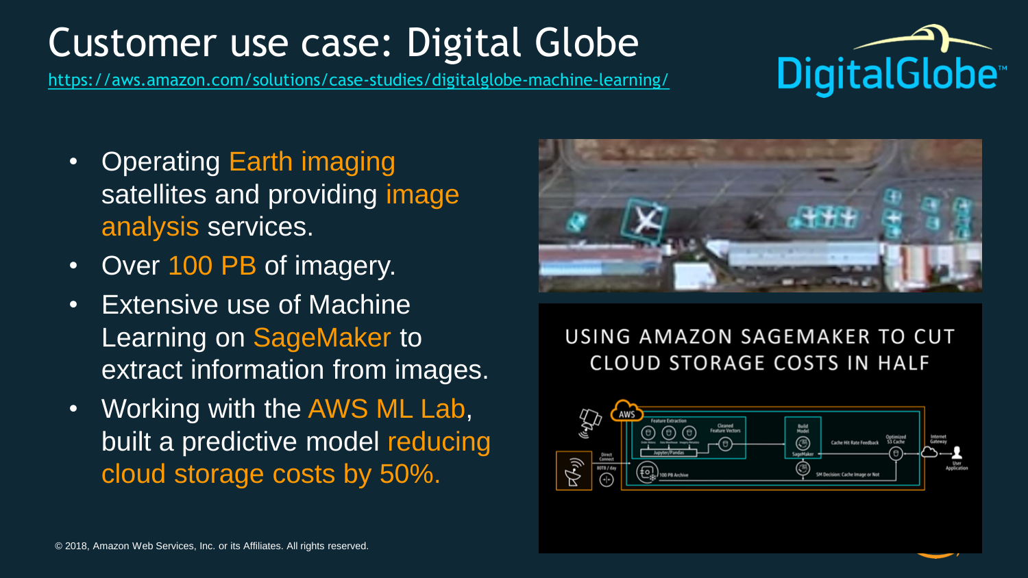# Customer use case: Digital Globe

https://aws.amazon.com/solutions/case-studies/digitalglobe-machine-learning/

- Operating Earth imaging satellites and providing image analysis services.
- Over 100 PB of imagery.
- Extensive use of Machine Learning on SageMaker to extract information from images.
- Working with the AWS ML Lab, built a predictive model reducing cloud storage costs by 50%.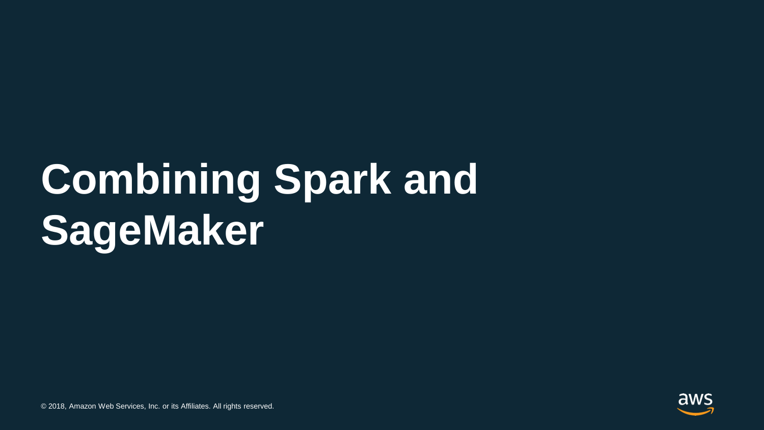# Combining Spark and SageMaker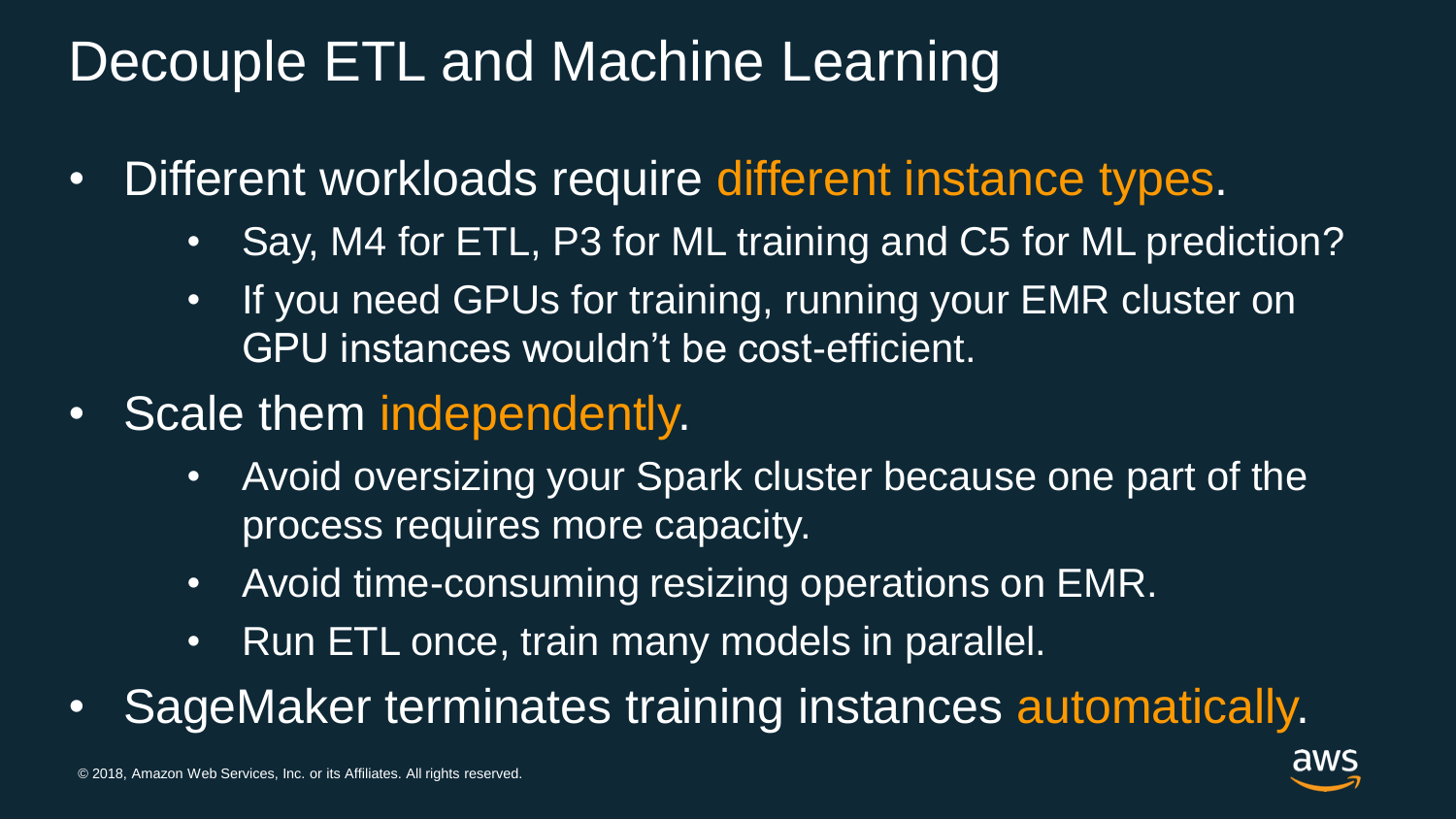# Decouple ETL and Machine Learning

- Different workloads require different instance types.
  - Say, M4 for ETL, P3 for ML training and C5 for ML prediction?
  - If you need GPUs for training, running your EMR cluster on GPU instances wouldn't be cost-efficient.
- Scale them independently.
  - Avoid oversizing your Spark cluster because one part of the process requires more capacity.
  - Avoid time-consuming resizing operations on EMR.
  - Run ETL once, train many models in parallel.
- SageMaker terminates training instances automatically.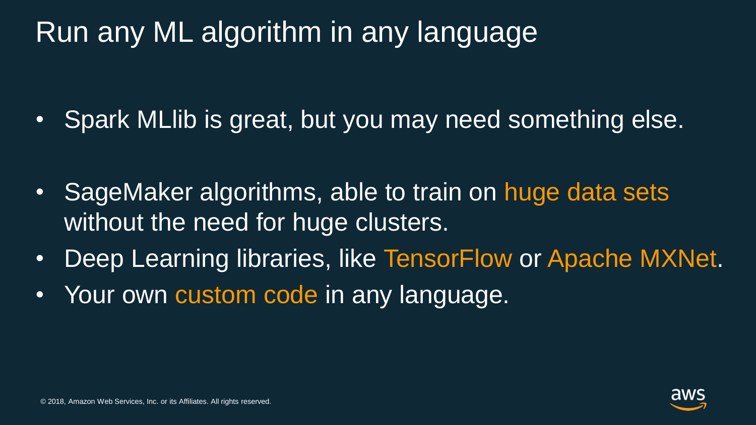# Run any ML algorithm in any language

- Spark MLlib is great, but you may need something else.

- SageMaker algorithms, able to train on huge data sets without the need for huge clusters.
- Deep Learning libraries, like TensorFlow or Apache MXNet.
- Your own custom code in any language.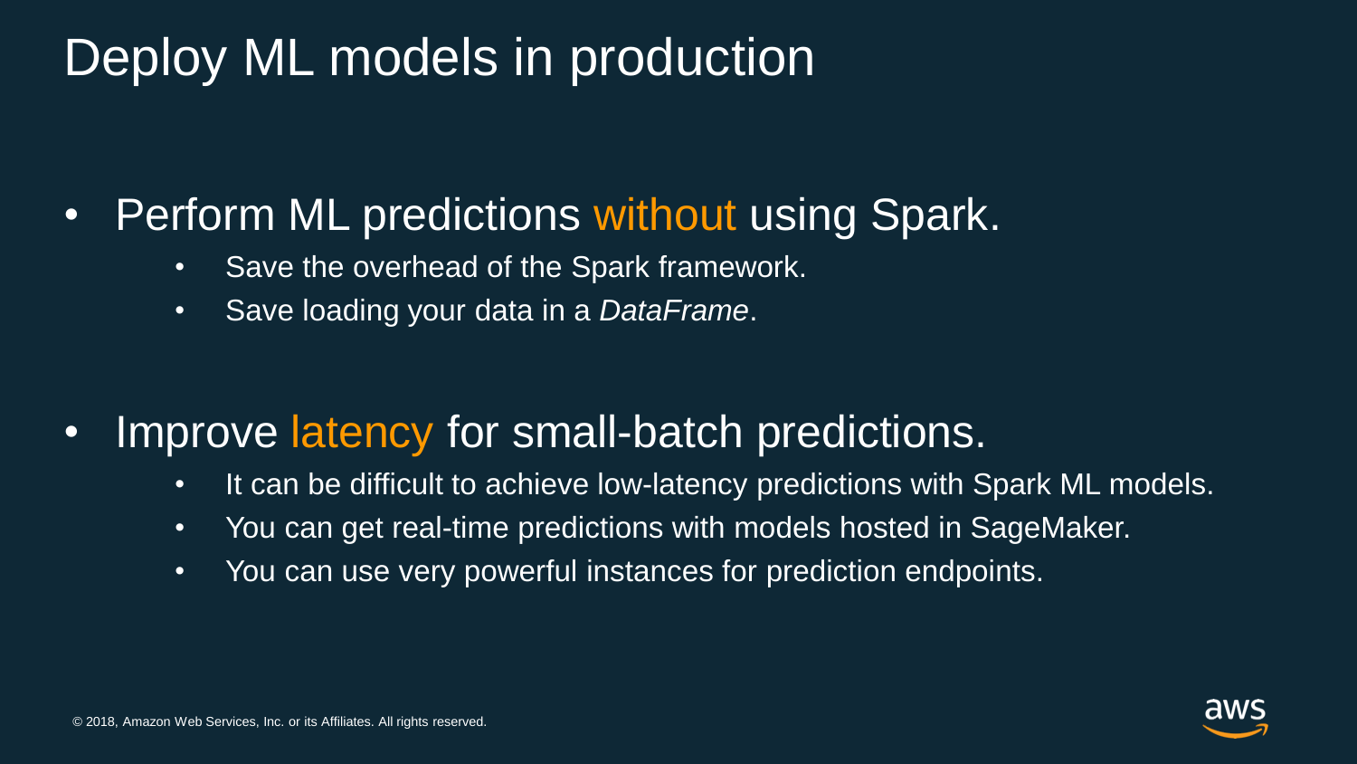# Deploy ML models in production

- Perform ML predictions without using Spark.
  - Save the overhead of the Spark framework.
  - Save loading your data in a *DataFrame*.

- Improve latency for small-batch predictions.
  - It can be difficult to achieve low-latency predictions with Spark ML models.
  - You can get real-time predictions with models hosted in SageMaker.
  - You can use very powerful instances for prediction endpoints.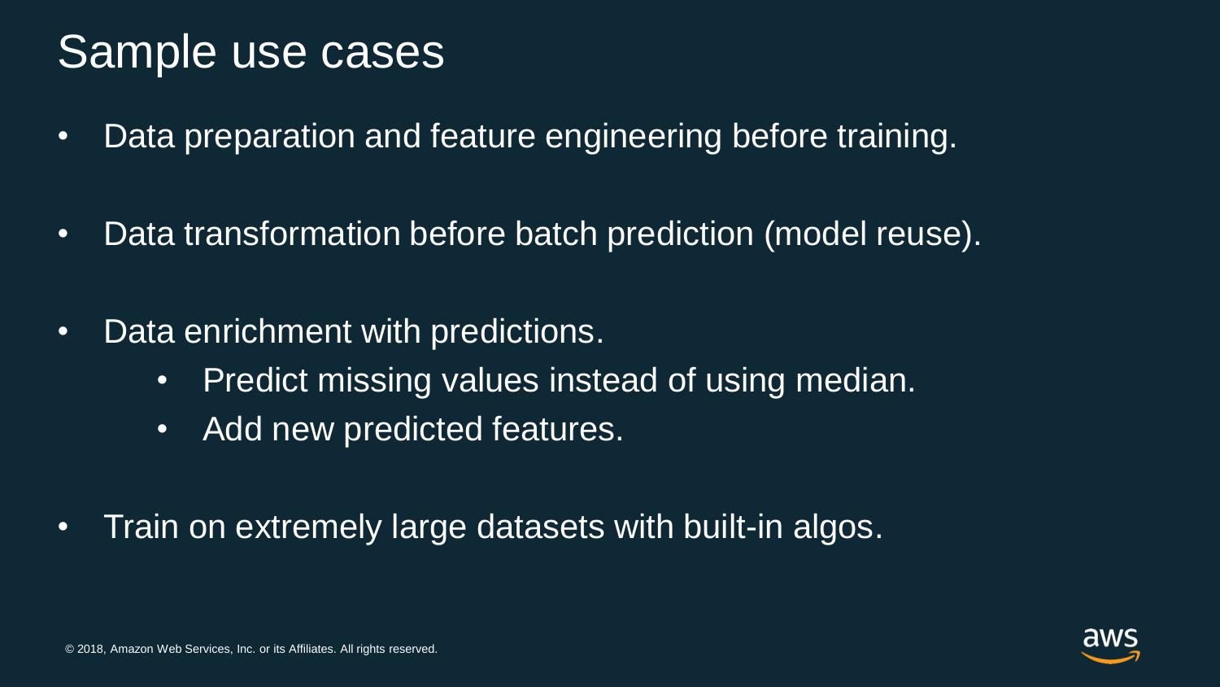# Sample use cases

- Data preparation and feature engineering before training.
- Data transformation before batch prediction (model reuse).
- Data enrichment with predictions.
  - Predict missing values instead of using median.
  - Add new predicted features.
- Train on extremely large datasets with built-in algos.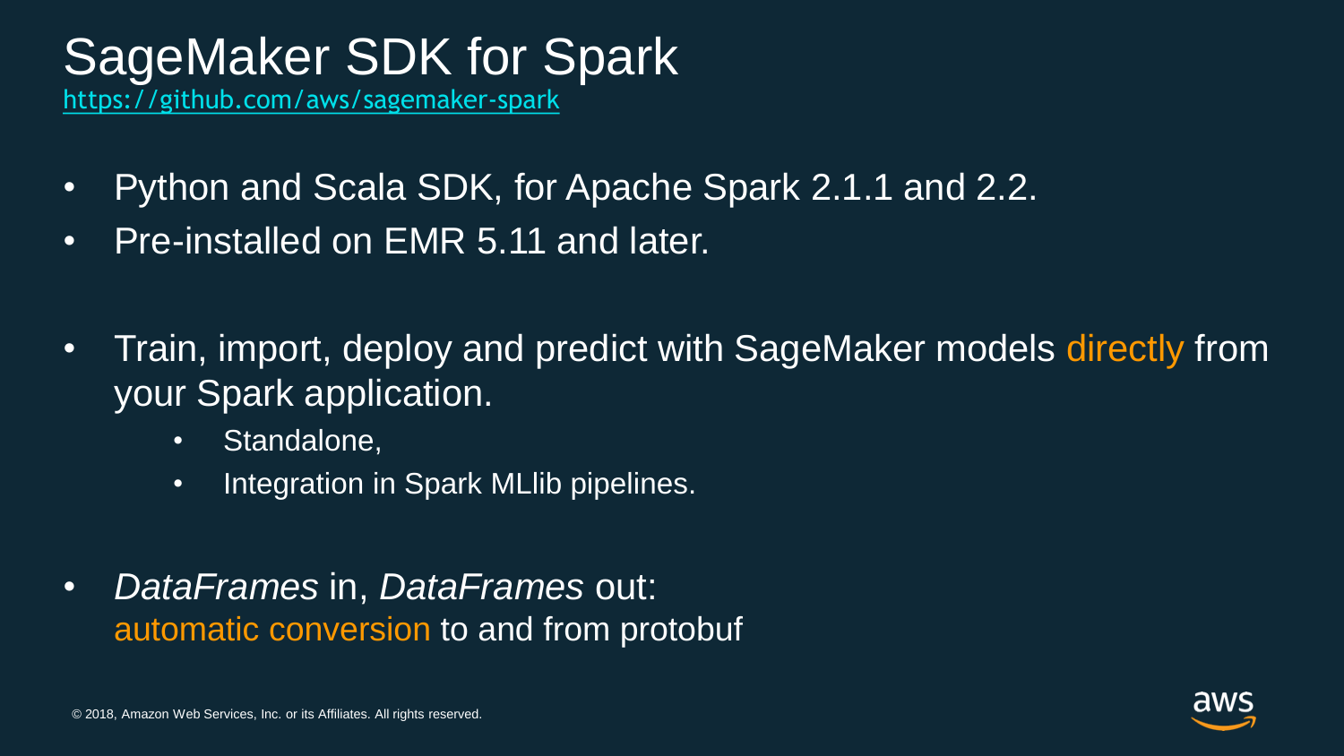# SageMaker SDK for Spark

https://github.com/aws/sagemaker-spark

- Python and Scala SDK, for Apache Spark 2.1.1 and 2.2.
- Pre-installed on EMR 5.11 and later.

- Train, import, deploy and predict with SageMaker models directly from your Spark application.
  - Standalone,
  - Integration in Spark MLlib pipelines.

- *DataFrames* in, *DataFrames* out: automatic conversion to and from protobuf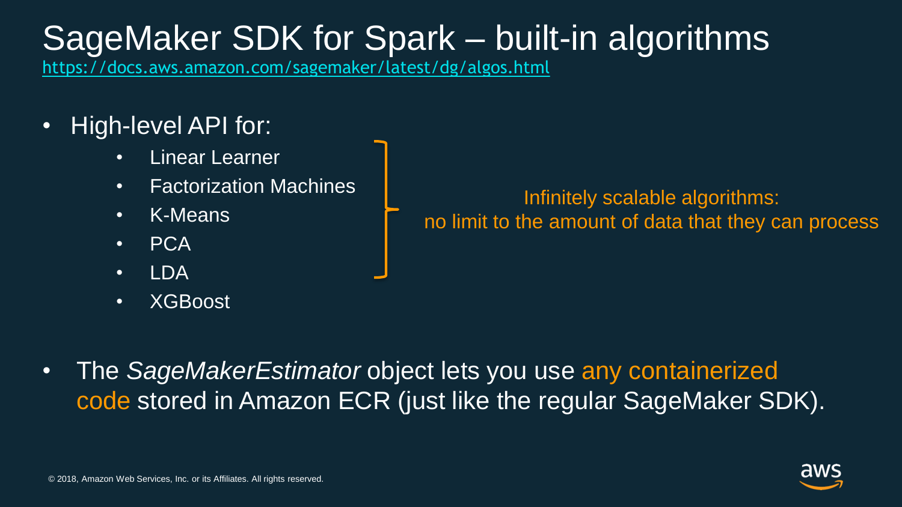# SageMaker SDK for Spark – built-in algorithms

https://docs.aws.amazon.com/sagemaker/latest/dg/algos.html

- High-level API for:
  - Linear Learner
  - Factorization Machines
  - K-Means
  - PCA
  - LDA
  - XGBoost

Infinitely scalable algorithms: no limit to the amount of data that they can process

- The *SageMakerEstimator* object lets you use any containerized code stored in Amazon ECR (just like the regular SageMaker SDK).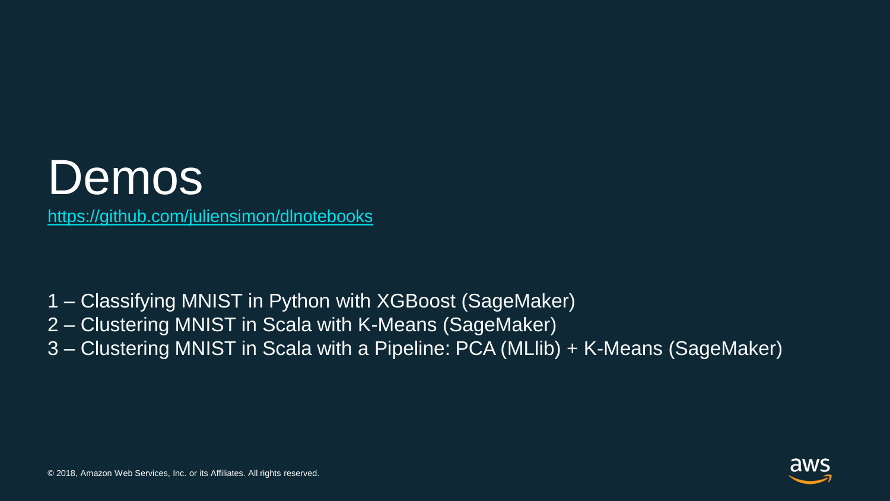# Demos

https://github.com/juliensimon/dlnotebooks

1 – Classifying MNIST in Python with XGBoost (SageMaker)
2 – Clustering MNIST in Scala with K-Means (SageMaker)
3 – Clustering MNIST in Scala with a Pipeline: PCA (MLlib) + K-Means (SageMaker)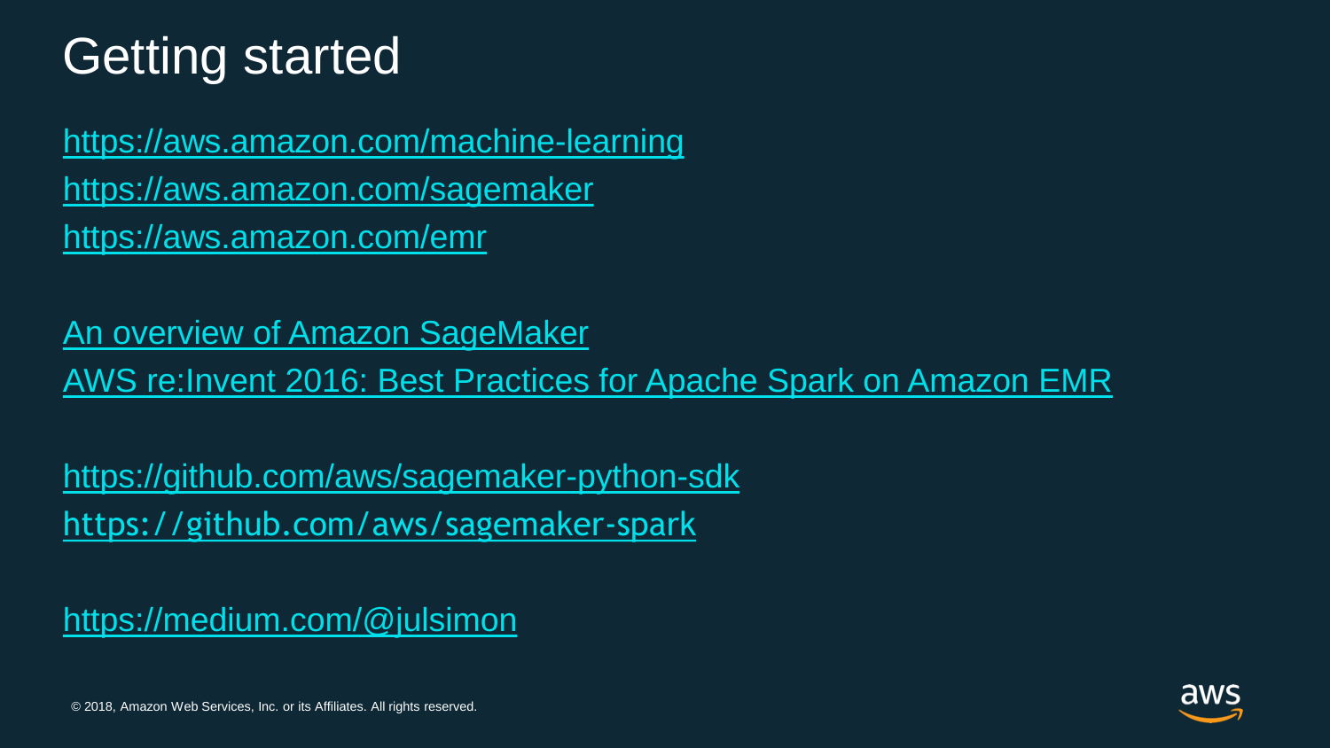# Getting started

https://aws.amazon.com/machine-learning
https://aws.amazon.com/sagemaker
https://aws.amazon.com/emr

An overview of Amazon SageMaker
AWS re:Invent 2016: Best Practices for Apache Spark on Amazon EMR

https://github.com/aws/sagemaker-python-sdk
https://github.com/aws/sagemaker-spark

https://medium.com/@julsimon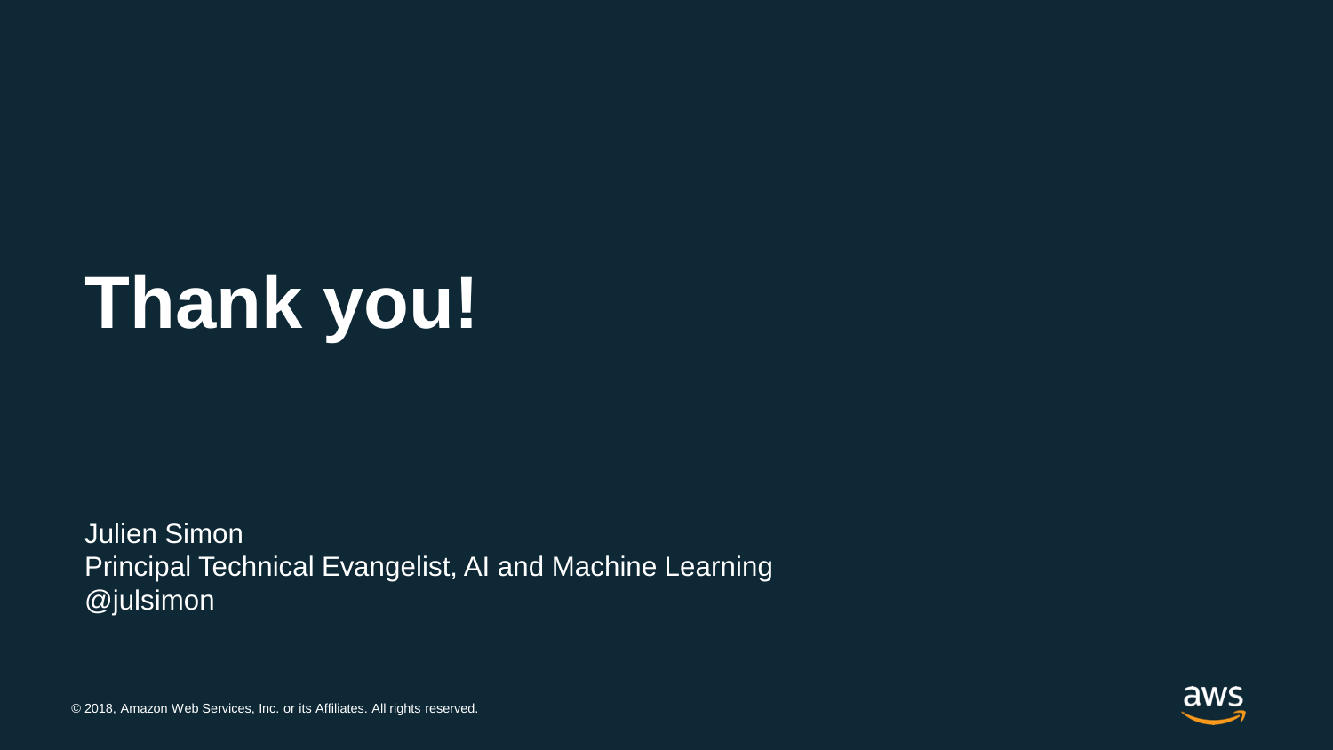# Thank you!

Julien Simon
Principal Technical Evangelist, AI and Machine Learning
@julsimon

© 2018, Amazon Web Services, Inc. or its Affiliates. All rights reserved.